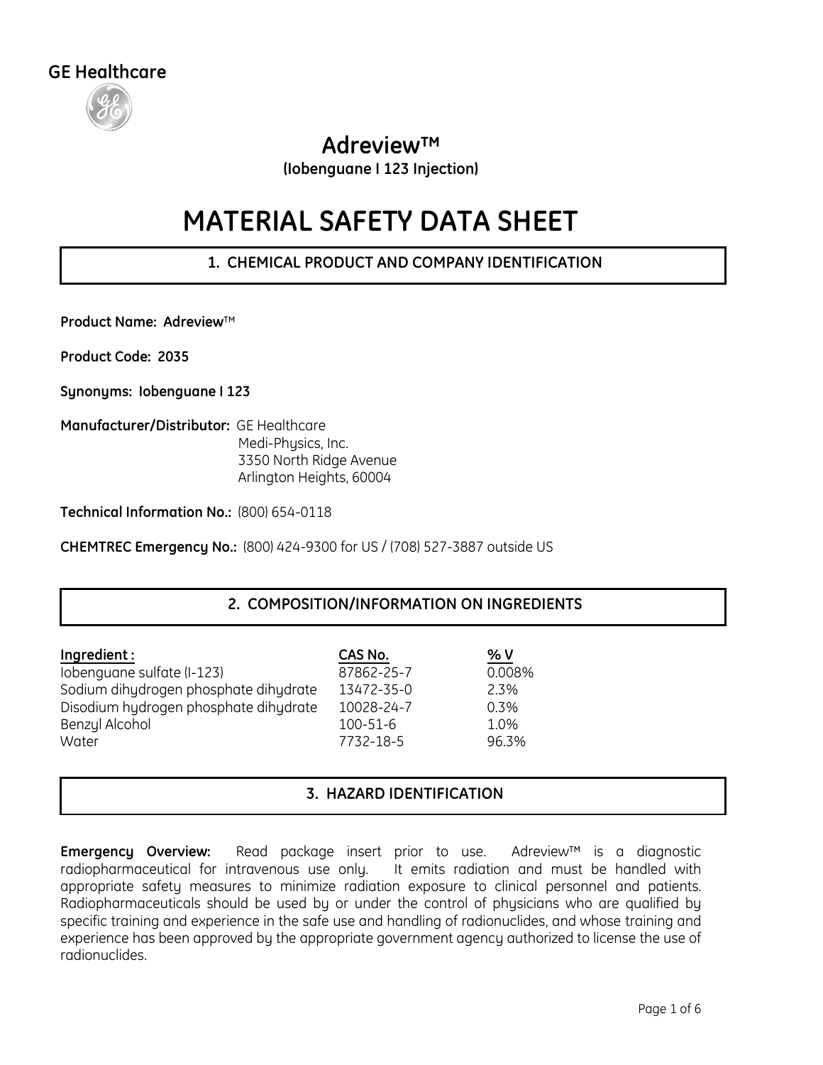GE Healthcare

# Adreview™

**(Iobenguane I 123 Injection)**

# MATERIAL SAFETY DATA SHEET

## 1. CHEMICAL PRODUCT AND COMPANY IDENTIFICATION

**Product Name: Adreview**™

**Product Code: 2035**

**Synonyms: Iobenguane I 123**

**Manufacturer/Distributor:** GE Healthcare
Medi-Physics, Inc.
3350 North Ridge Avenue
Arlington Heights, 60004

**Technical Information No.:** (800) 654-0118

**CHEMTREC Emergency No.:** (800) 424-9300 for US / (708) 527-3887 outside US

## 2. COMPOSITION/INFORMATION ON INGREDIENTS

| Ingredient : | CAS No. | % V |
|---|---|---|
| Iobenguane sulfate (I-123) | 87862-25-7 | 0.008% |
| Sodium dihydrogen phosphate dihydrate | 13472-35-0 | 2.3% |
| Disodium hydrogen phosphate dihydrate | 10028-24-7 | 0.3% |
| Benzyl Alcohol | 100-51-6 | 1.0% |
| Water | 7732-18-5 | 96.3% |

## 3. HAZARD IDENTIFICATION

**Emergency Overview:** Read package insert prior to use. Adreview™ is a diagnostic radiopharmaceutical for intravenous use only. It emits radiation and must be handled with appropriate safety measures to minimize radiation exposure to clinical personnel and patients. Radiopharmaceuticals should be used by or under the control of physicians who are qualified by specific training and experience in the safe use and handling of radionuclides, and whose training and experience has been approved by the appropriate government agency authorized to license the use of radionuclides.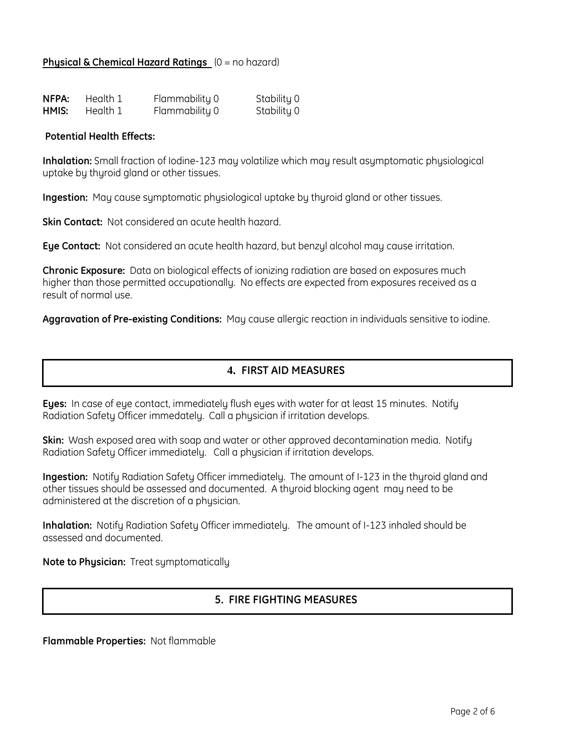**Physical & Chemical Hazard Ratings** (0 = no hazard)

| | | | |
|---|---|---|---|
| **NFPA:** | Health 1 | Flammability 0 | Stability 0 |
| **HMIS:** | Health 1 | Flammability 0 | Stability 0 |

**Potential Health Effects:**

**Inhalation:** Small fraction of Iodine-123 may volatilize which may result asymptomatic physiological uptake by thyroid gland or other tissues.

**Ingestion:** May cause symptomatic physiological uptake by thyroid gland or other tissues.

**Skin Contact:** Not considered an acute health hazard.

**Eye Contact:** Not considered an acute health hazard, but benzyl alcohol may cause irritation.

**Chronic Exposure:** Data on biological effects of ionizing radiation are based on exposures much higher than those permitted occupationally. No effects are expected from exposures received as a result of normal use.

**Aggravation of Pre-existing Conditions:** May cause allergic reaction in individuals sensitive to iodine.

## 4. FIRST AID MEASURES

**Eyes:** In case of eye contact, immediately flush eyes with water for at least 15 minutes. Notify Radiation Safety Officer immedately. Call a physician if irritation develops.

**Skin:** Wash exposed area with soap and water or other approved decontamination media. Notify Radiation Safety Officer immediately. Call a physician if irritation develops.

**Ingestion:** Notify Radiation Safety Officer immediately. The amount of I-123 in the thyroid gland and other tissues should be assessed and documented. A thyroid blocking agent may need to be administered at the discretion of a physician.

**Inhalation:** Notify Radiation Safety Officer immediately. The amount of I-123 inhaled should be assessed and documented.

**Note to Physician:** Treat symptomatically

## 5. FIRE FIGHTING MEASURES

**Flammable Properties:** Not flammable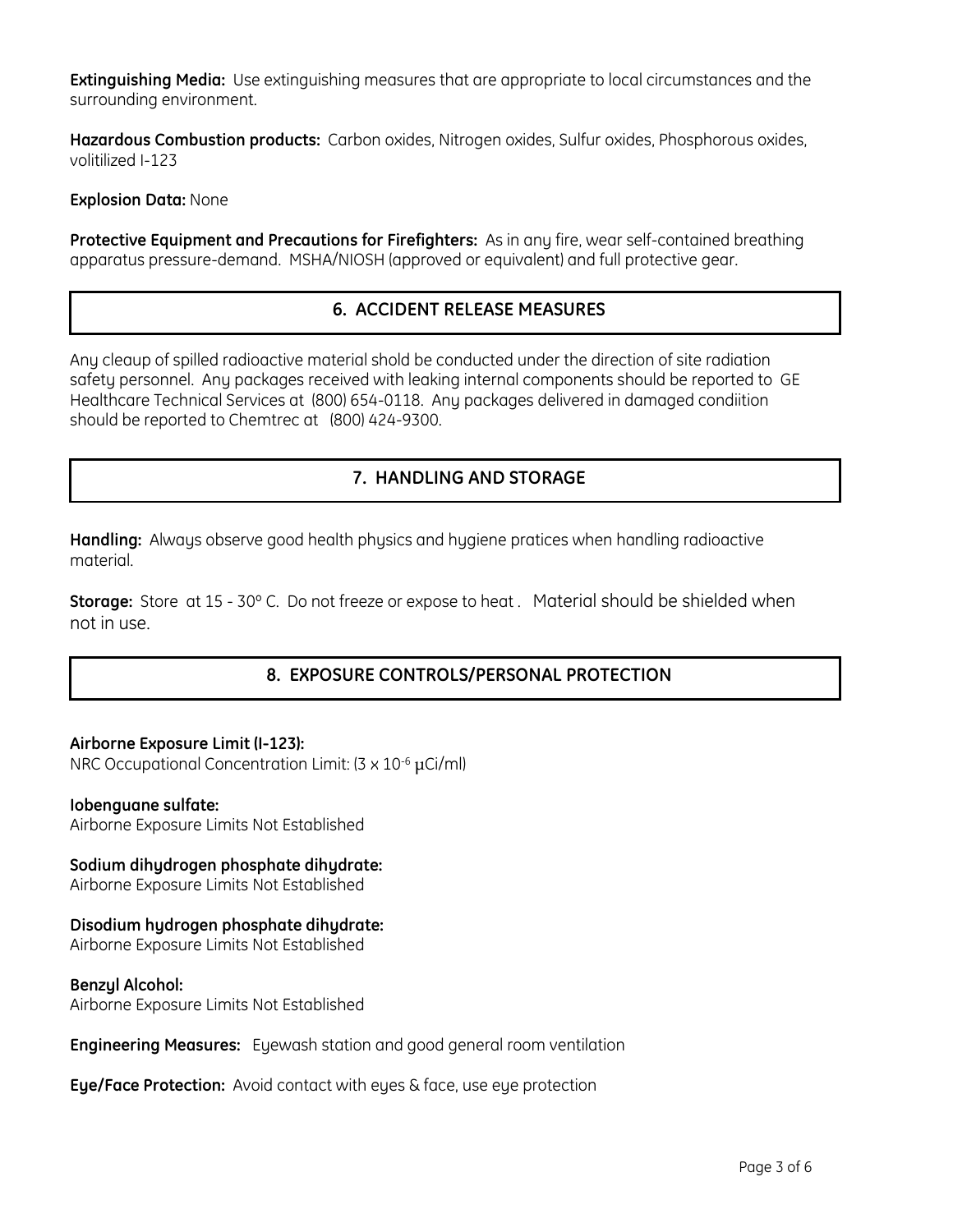**Extinguishing Media:** Use extinguishing measures that are appropriate to local circumstances and the surrounding environment.

**Hazardous Combustion products:** Carbon oxides, Nitrogen oxides, Sulfur oxides, Phosphorous oxides, volitilized I-123

**Explosion Data:** None

**Protective Equipment and Precautions for Firefighters:** As in any fire, wear self-contained breathing apparatus pressure-demand. MSHA/NIOSH (approved or equivalent) and full protective gear.

## 6. ACCIDENT RELEASE MEASURES

Any cleaup of spilled radioactive material shold be conducted under the direction of site radiation safety personnel. Any packages received with leaking internal components should be reported to GE Healthcare Technical Services at (800) 654-0118. Any packages delivered in damaged condiition should be reported to Chemtrec at (800) 424-9300.

## 7. HANDLING AND STORAGE

**Handling:** Always observe good health physics and hygiene pratices when handling radioactive material.

**Storage:** Store at 15 - 30° C. Do not freeze or expose to heat . Material should be shielded when not in use.

## 8. EXPOSURE CONTROLS/PERSONAL PROTECTION

**Airborne Exposure Limit (I-123):**
NRC Occupational Concentration Limit: ($3 \times 10^{-6}$ μCi/ml)

**Iobenguane sulfate:**
Airborne Exposure Limits Not Established

**Sodium dihydrogen phosphate dihydrate:**
Airborne Exposure Limits Not Established

**Disodium hydrogen phosphate dihydrate:**
Airborne Exposure Limits Not Established

**Benzyl Alcohol:**
Airborne Exposure Limits Not Established

**Engineering Measures:** Eyewash station and good general room ventilation

**Eye/Face Protection:** Avoid contact with eyes & face, use eye protection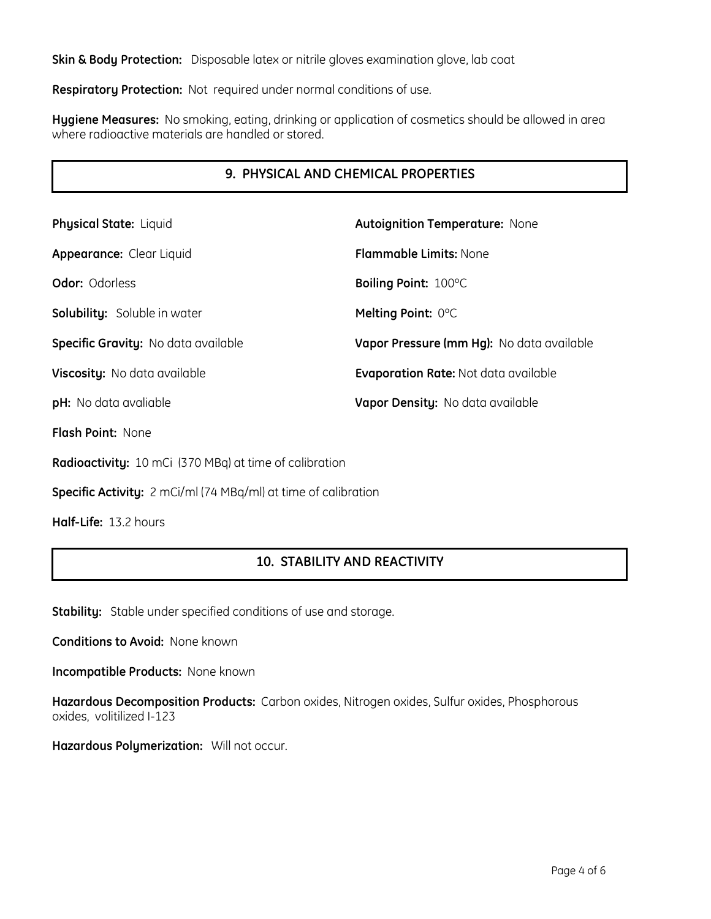**Skin & Body Protection:** Disposable latex or nitrile gloves examination glove, lab coat

**Respiratory Protection:** Not required under normal conditions of use.

**Hygiene Measures:** No smoking, eating, drinking or application of cosmetics should be allowed in area where radioactive materials are handled or stored.

## 9. PHYSICAL AND CHEMICAL PROPERTIES

**Physical State:** Liquid

**Appearance:** Clear Liquid

**Odor:** Odorless

**Solubility:** Soluble in water

**Specific Gravity:** No data available

**Viscosity:** No data available

**pH:** No data avaliable

**Flash Point:** None

**Autoignition Temperature:** None

**Flammable Limits:** None

**Boiling Point:** 100°C

**Melting Point:** 0°C

**Vapor Pressure (mm Hg):** No data available

**Evaporation Rate:** Not data available

**Vapor Density:** No data available

**Radioactivity:** 10 mCi (370 MBq) at time of calibration

**Specific Activity:** 2 mCi/ml (74 MBq/ml) at time of calibration

**Half-Life:** 13.2 hours

## 10. STABILITY AND REACTIVITY

**Stability:** Stable under specified conditions of use and storage.

**Conditions to Avoid:** None known

**Incompatible Products:** None known

**Hazardous Decomposition Products:** Carbon oxides, Nitrogen oxides, Sulfur oxides, Phosphorous oxides, volitilized I-123

**Hazardous Polymerization:** Will not occur.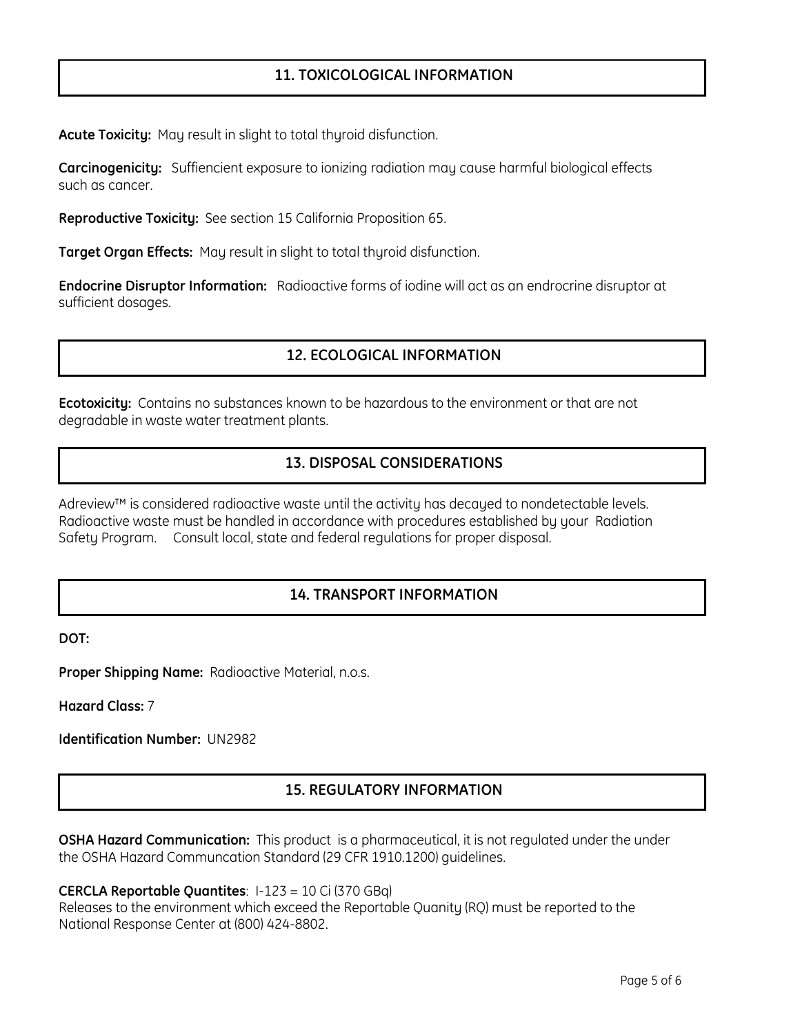## 11. TOXICOLOGICAL INFORMATION

**Acute Toxicity:** May result in slight to total thyroid disfunction.

**Carcinogenicity:** Suffiencient exposure to ionizing radiation may cause harmful biological effects such as cancer.

**Reproductive Toxicity:** See section 15 California Proposition 65.

**Target Organ Effects:** May result in slight to total thyroid disfunction.

**Endocrine Disruptor Information:** Radioactive forms of iodine will act as an endrocrine disruptor at sufficient dosages.

## 12. ECOLOGICAL INFORMATION

**Ecotoxicity:** Contains no substances known to be hazardous to the environment or that are not degradable in waste water treatment plants.

## 13. DISPOSAL CONSIDERATIONS

Adreview™ is considered radioactive waste until the activity has decayed to nondetectable levels. Radioactive waste must be handled in accordance with procedures established by your Radiation Safety Program. Consult local, state and federal regulations for proper disposal.

## 14. TRANSPORT INFORMATION

**DOT:**

**Proper Shipping Name:** Radioactive Material, n.o.s.

**Hazard Class:** 7

**Identification Number:** UN2982

## 15. REGULATORY INFORMATION

**OSHA Hazard Communication:** This product is a pharmaceutical, it is not regulated under the under the OSHA Hazard Communcation Standard (29 CFR 1910.1200) guidelines.

**CERCLA Reportable Quantites**: I-123 = 10 Ci (370 GBq)
Releases to the environment which exceed the Reportable Quanity (RQ) must be reported to the National Response Center at (800) 424-8802.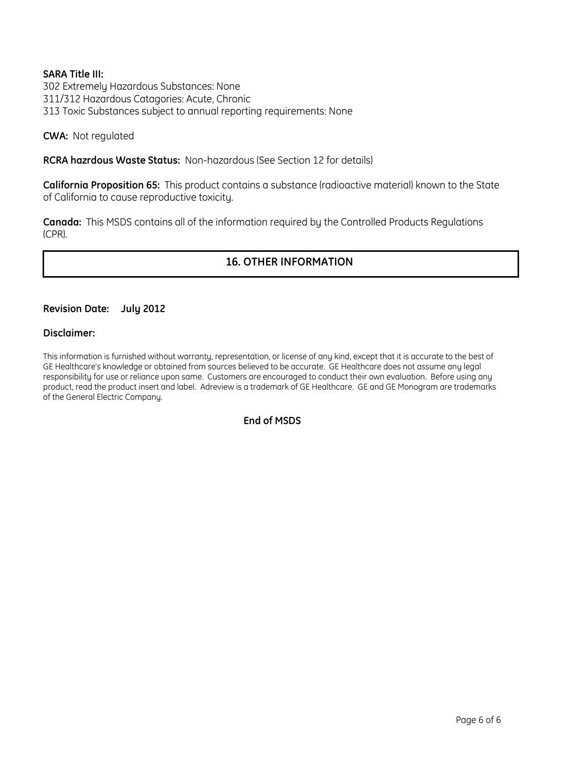**SARA Title III:**
302 Extremely Hazardous Substances: None
311/312 Hazardous Catagories: Acute, Chronic
313 Toxic Substances subject to annual reporting requirements: None

**CWA:** Not regulated

**RCRA hazrdous Waste Status:** Non-hazardous (See Section 12 for details)

**California Proposition 65:** This product contains a substance (radioactive material) known to the State of California to cause reproductive toxicity.

**Canada:** This MSDS contains all of the information required by the Controlled Products Regulations (CPR).

## 16. OTHER INFORMATION

**Revision Date: July 2012**

**Disclaimer:**

This information is furnished without warranty, representation, or license of any kind, except that it is accurate to the best of GE Healthcare's knowledge or obtained from sources believed to be accurate. GE Healthcare does not assume any legal responsibility for use or reliance upon same. Customers are encouraged to conduct their own evaluation. Before using any product, read the product insert and label. Adreview is a trademark of GE Healthcare. GE and GE Monogram are trademarks of the General Electric Company.

**End of MSDS**